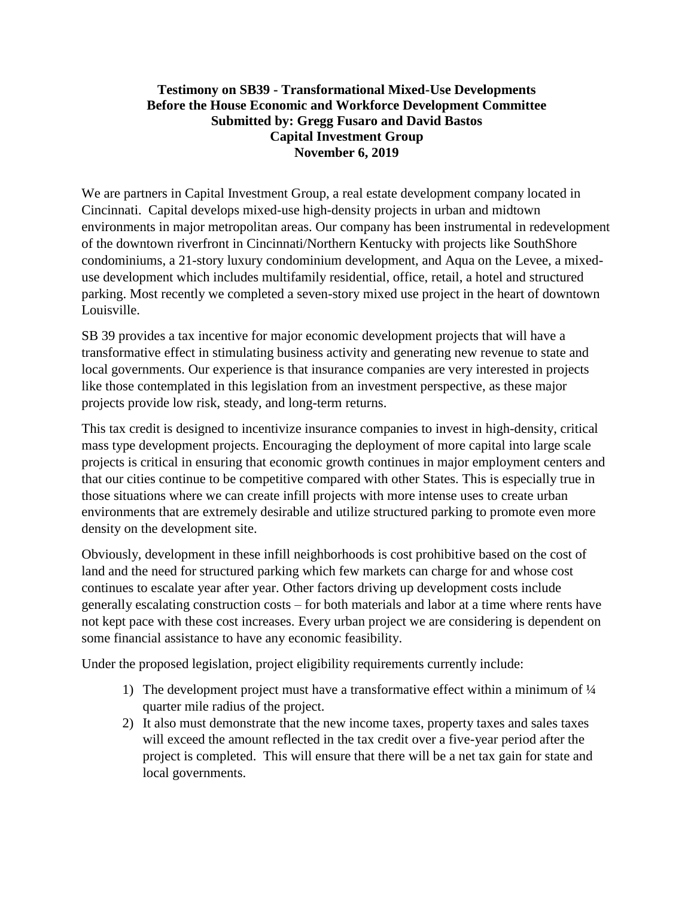**Testimony on SB39 - Transformational Mixed-Use Developments**
**Before the House Economic and Workforce Development Committee**
**Submitted by: Gregg Fusaro and David Bastos**
**Capital Investment Group**
**November 6, 2019**

We are partners in Capital Investment Group, a real estate development company located in Cincinnati. Capital develops mixed-use high-density projects in urban and midtown environments in major metropolitan areas. Our company has been instrumental in redevelopment of the downtown riverfront in Cincinnati/Northern Kentucky with projects like SouthShore condominiums, a 21-story luxury condominium development, and Aqua on the Levee, a mixed-use development which includes multifamily residential, office, retail, a hotel and structured parking. Most recently we completed a seven-story mixed use project in the heart of downtown Louisville.

SB 39 provides a tax incentive for major economic development projects that will have a transformative effect in stimulating business activity and generating new revenue to state and local governments. Our experience is that insurance companies are very interested in projects like those contemplated in this legislation from an investment perspective, as these major projects provide low risk, steady, and long-term returns.

This tax credit is designed to incentivize insurance companies to invest in high-density, critical mass type development projects. Encouraging the deployment of more capital into large scale projects is critical in ensuring that economic growth continues in major employment centers and that our cities continue to be competitive compared with other States. This is especially true in those situations where we can create infill projects with more intense uses to create urban environments that are extremely desirable and utilize structured parking to promote even more density on the development site.

Obviously, development in these infill neighborhoods is cost prohibitive based on the cost of land and the need for structured parking which few markets can charge for and whose cost continues to escalate year after year. Other factors driving up development costs include generally escalating construction costs – for both materials and labor at a time where rents have not kept pace with these cost increases. Every urban project we are considering is dependent on some financial assistance to have any economic feasibility.

Under the proposed legislation, project eligibility requirements currently include:

1) The development project must have a transformative effect within a minimum of ¼ quarter mile radius of the project.
2) It also must demonstrate that the new income taxes, property taxes and sales taxes will exceed the amount reflected in the tax credit over a five-year period after the project is completed. This will ensure that there will be a net tax gain for state and local governments.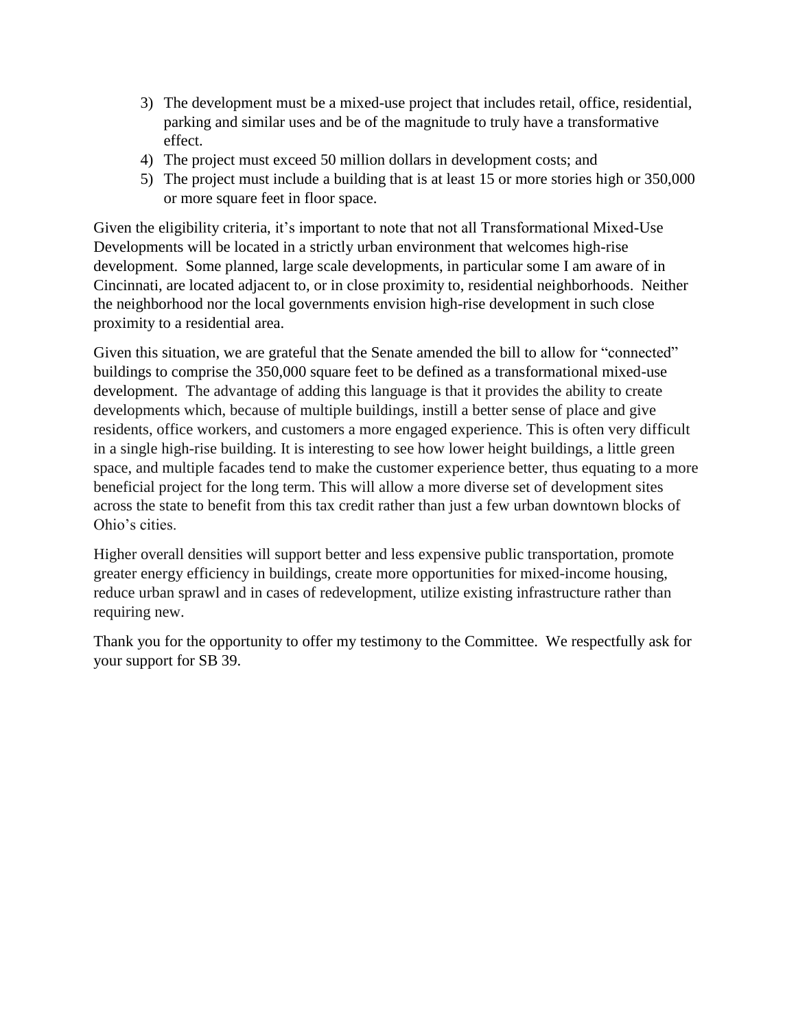3) The development must be a mixed-use project that includes retail, office, residential, parking and similar uses and be of the magnitude to truly have a transformative effect.
4) The project must exceed 50 million dollars in development costs; and
5) The project must include a building that is at least 15 or more stories high or 350,000 or more square feet in floor space.

Given the eligibility criteria, it's important to note that not all Transformational Mixed-Use Developments will be located in a strictly urban environment that welcomes high-rise development. Some planned, large scale developments, in particular some I am aware of in Cincinnati, are located adjacent to, or in close proximity to, residential neighborhoods. Neither the neighborhood nor the local governments envision high-rise development in such close proximity to a residential area.

Given this situation, we are grateful that the Senate amended the bill to allow for "connected" buildings to comprise the 350,000 square feet to be defined as a transformational mixed-use development. The advantage of adding this language is that it provides the ability to create developments which, because of multiple buildings, instill a better sense of place and give residents, office workers, and customers a more engaged experience. This is often very difficult in a single high-rise building. It is interesting to see how lower height buildings, a little green space, and multiple facades tend to make the customer experience better, thus equating to a more beneficial project for the long term. This will allow a more diverse set of development sites across the state to benefit from this tax credit rather than just a few urban downtown blocks of Ohio's cities.

Higher overall densities will support better and less expensive public transportation, promote greater energy efficiency in buildings, create more opportunities for mixed-income housing, reduce urban sprawl and in cases of redevelopment, utilize existing infrastructure rather than requiring new.

Thank you for the opportunity to offer my testimony to the Committee. We respectfully ask for your support for SB 39.